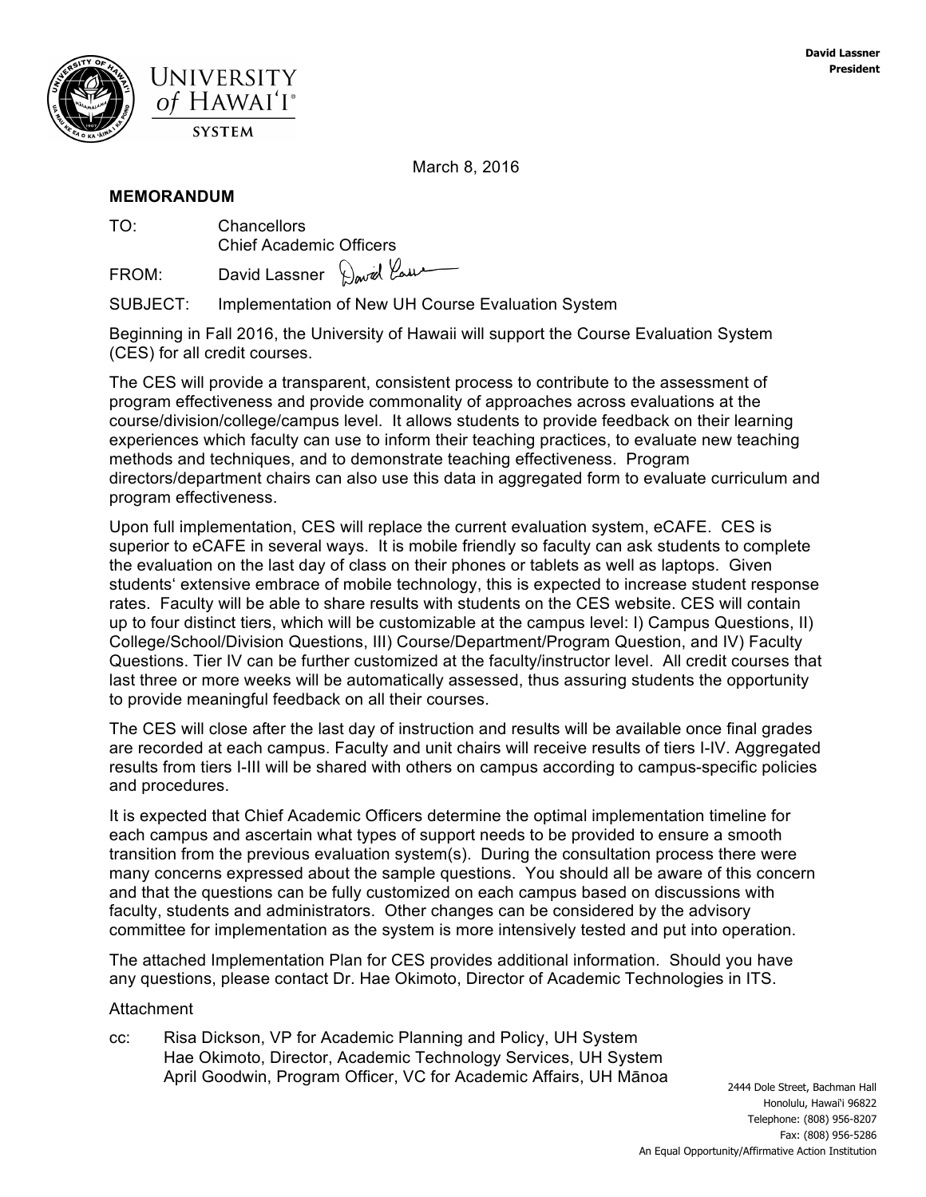David Lassner
President

UNIVERSITY of HAWAIʻI® SYSTEM

March 8, 2016

**MEMORANDUM**

TO: Chancellors
Chief Academic Officers

FROM: David Lassner

SUBJECT: Implementation of New UH Course Evaluation System

Beginning in Fall 2016, the University of Hawaii will support the Course Evaluation System (CES) for all credit courses.

The CES will provide a transparent, consistent process to contribute to the assessment of program effectiveness and provide commonality of approaches across evaluations at the course/division/college/campus level. It allows students to provide feedback on their learning experiences which faculty can use to inform their teaching practices, to evaluate new teaching methods and techniques, and to demonstrate teaching effectiveness. Program directors/department chairs can also use this data in aggregated form to evaluate curriculum and program effectiveness.

Upon full implementation, CES will replace the current evaluation system, eCAFE. CES is superior to eCAFE in several ways. It is mobile friendly so faculty can ask students to complete the evaluation on the last day of class on their phones or tablets as well as laptops. Given students' extensive embrace of mobile technology, this is expected to increase student response rates. Faculty will be able to share results with students on the CES website. CES will contain up to four distinct tiers, which will be customizable at the campus level: I) Campus Questions, II) College/School/Division Questions, III) Course/Department/Program Question, and IV) Faculty Questions. Tier IV can be further customized at the faculty/instructor level. All credit courses that last three or more weeks will be automatically assessed, thus assuring students the opportunity to provide meaningful feedback on all their courses.

The CES will close after the last day of instruction and results will be available once final grades are recorded at each campus. Faculty and unit chairs will receive results of tiers I-IV. Aggregated results from tiers I-III will be shared with others on campus according to campus-specific policies and procedures.

It is expected that Chief Academic Officers determine the optimal implementation timeline for each campus and ascertain what types of support needs to be provided to ensure a smooth transition from the previous evaluation system(s). During the consultation process there were many concerns expressed about the sample questions. You should all be aware of this concern and that the questions can be fully customized on each campus based on discussions with faculty, students and administrators. Other changes can be considered by the advisory committee for implementation as the system is more intensively tested and put into operation.

The attached Implementation Plan for CES provides additional information. Should you have any questions, please contact Dr. Hae Okimoto, Director of Academic Technologies in ITS.

Attachment

cc: Risa Dickson, VP for Academic Planning and Policy, UH System
Hae Okimoto, Director, Academic Technology Services, UH System
April Goodwin, Program Officer, VC for Academic Affairs, UH Mānoa

2444 Dole Street, Bachman Hall
Honolulu, Hawaiʻi 96822
Telephone: (808) 956-8207
Fax: (808) 956-5286
An Equal Opportunity/Affirmative Action Institution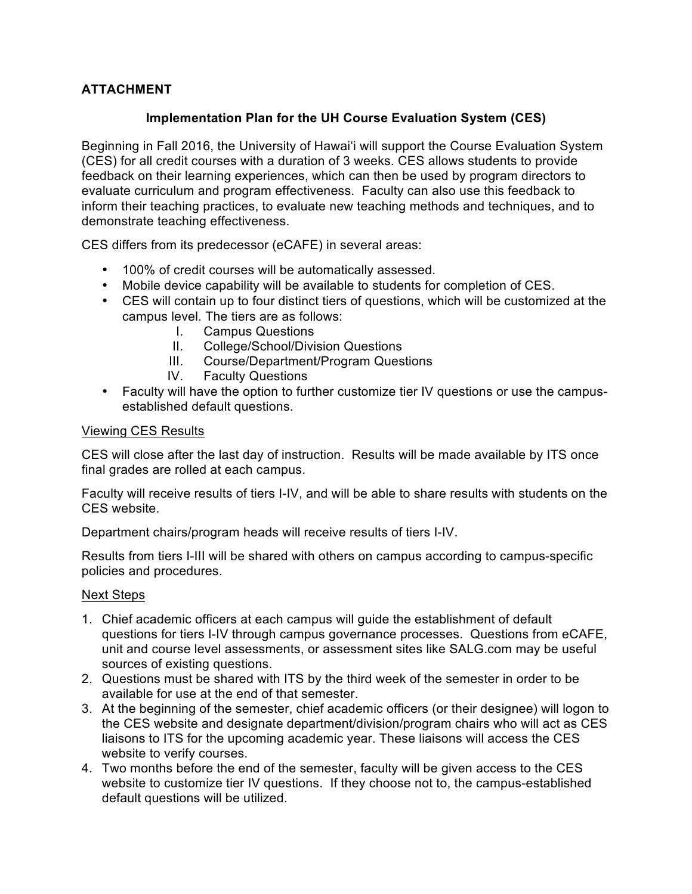**ATTACHMENT**

**Implementation Plan for the UH Course Evaluation System (CES)**

Beginning in Fall 2016, the University of Hawai'i will support the Course Evaluation System (CES) for all credit courses with a duration of 3 weeks. CES allows students to provide feedback on their learning experiences, which can then be used by program directors to evaluate curriculum and program effectiveness. Faculty can also use this feedback to inform their teaching practices, to evaluate new teaching methods and techniques, and to demonstrate teaching effectiveness.

CES differs from its predecessor (eCAFE) in several areas:

- 100% of credit courses will be automatically assessed.
- Mobile device capability will be available to students for completion of CES.
- CES will contain up to four distinct tiers of questions, which will be customized at the campus level. The tiers are as follows:
  - I. Campus Questions
  - II. College/School/Division Questions
  - III. Course/Department/Program Questions
  - IV. Faculty Questions
- Faculty will have the option to further customize tier IV questions or use the campus-established default questions.

Viewing CES Results

CES will close after the last day of instruction. Results will be made available by ITS once final grades are rolled at each campus.

Faculty will receive results of tiers I-IV, and will be able to share results with students on the CES website.

Department chairs/program heads will receive results of tiers I-IV.

Results from tiers I-III will be shared with others on campus according to campus-specific policies and procedures.

Next Steps

1. Chief academic officers at each campus will guide the establishment of default questions for tiers I-IV through campus governance processes. Questions from eCAFE, unit and course level assessments, or assessment sites like SALG.com may be useful sources of existing questions.
2. Questions must be shared with ITS by the third week of the semester in order to be available for use at the end of that semester.
3. At the beginning of the semester, chief academic officers (or their designee) will logon to the CES website and designate department/division/program chairs who will act as CES liaisons to ITS for the upcoming academic year. These liaisons will access the CES website to verify courses.
4. Two months before the end of the semester, faculty will be given access to the CES website to customize tier IV questions. If they choose not to, the campus-established default questions will be utilized.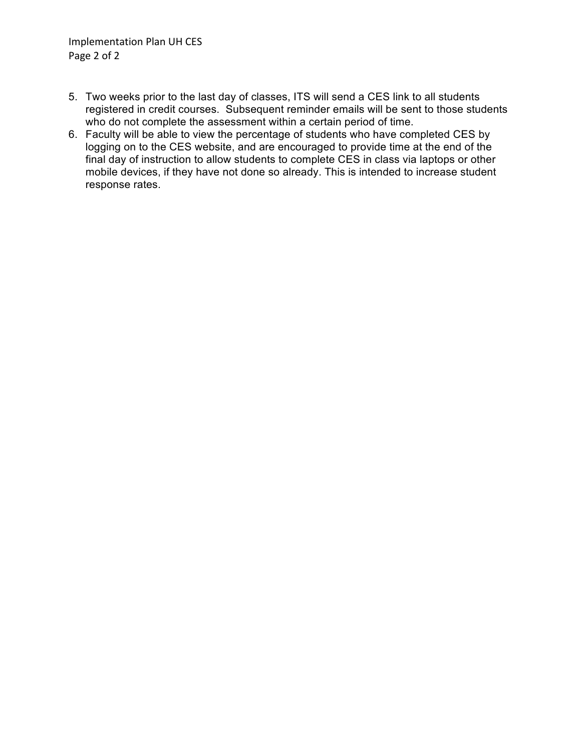5. Two weeks prior to the last day of classes, ITS will send a CES link to all students registered in credit courses. Subsequent reminder emails will be sent to those students who do not complete the assessment within a certain period of time.
6. Faculty will be able to view the percentage of students who have completed CES by logging on to the CES website, and are encouraged to provide time at the end of the final day of instruction to allow students to complete CES in class via laptops or other mobile devices, if they have not done so already. This is intended to increase student response rates.